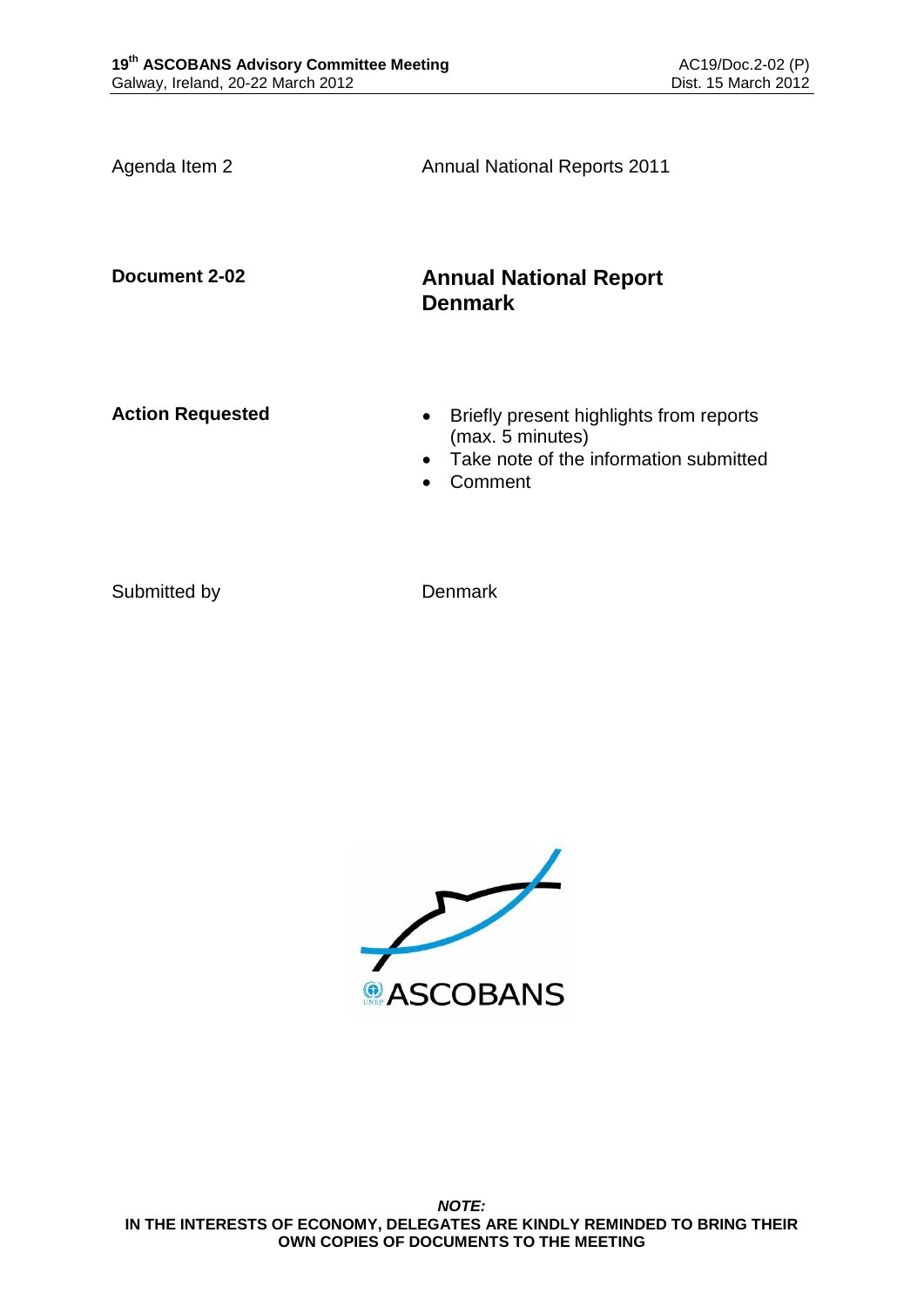Agenda Item 2 — Annual National Reports 2011

**Document 2-02** — **Annual National Report Denmark**

**Action Requested**

- Briefly present highlights from reports (max. 5 minutes)
- Take note of the information submitted
- Comment

Submitted by — Denmark

***NOTE:***
**IN THE INTERESTS OF ECONOMY, DELEGATES ARE KINDLY REMINDED TO BRING THEIR OWN COPIES OF DOCUMENTS TO THE MEETING**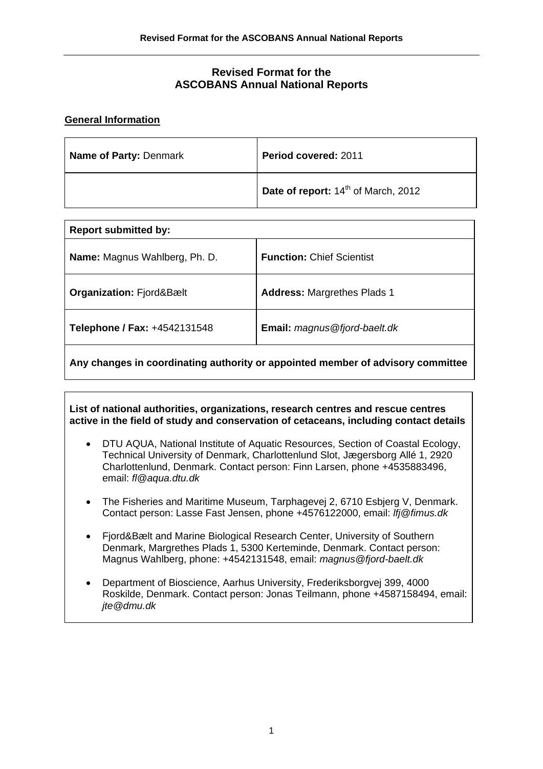# Revised Format for the ASCOBANS Annual National Reports

## General Information

| **Name of Party:** Denmark | **Period covered:** 2011 |
|---|---|
| | **Date of report:** 14th of March, 2012 |

| **Report submitted by:** | |
|---|---|
| **Name:** Magnus Wahlberg, Ph. D. | **Function:** Chief Scientist |
| **Organization:** Fjord&Bælt | **Address:** Margrethes Plads 1 |
| **Telephone / Fax:** +4542131548 | **Email:** *magnus@fjord-baelt.dk* |
| **Any changes in coordinating authority or appointed member of advisory committee** | |

**List of national authorities, organizations, research centres and rescue centres active in the field of study and conservation of cetaceans, including contact details**

- DTU AQUA, National Institute of Aquatic Resources, Section of Coastal Ecology, Technical University of Denmark, Charlottenlund Slot, Jægersborg Allé 1, 2920 Charlottenlund, Denmark. Contact person: Finn Larsen, phone +4535883496, email: *fl@aqua.dtu.dk*
- The Fisheries and Maritime Museum, Tarphagevej 2, 6710 Esbjerg V, Denmark. Contact person: Lasse Fast Jensen, phone +4576122000, email: *lfj@fimus.dk*
- Fjord&Bælt and Marine Biological Research Center, University of Southern Denmark, Margrethes Plads 1, 5300 Kerteminde, Denmark. Contact person: Magnus Wahlberg, phone: +4542131548, email: *magnus@fjord-baelt.dk*
- Department of Bioscience, Aarhus University, Frederiksborgvej 399, 4000 Roskilde, Denmark. Contact person: Jonas Teilmann, phone +4587158494, email: *jte@dmu.dk*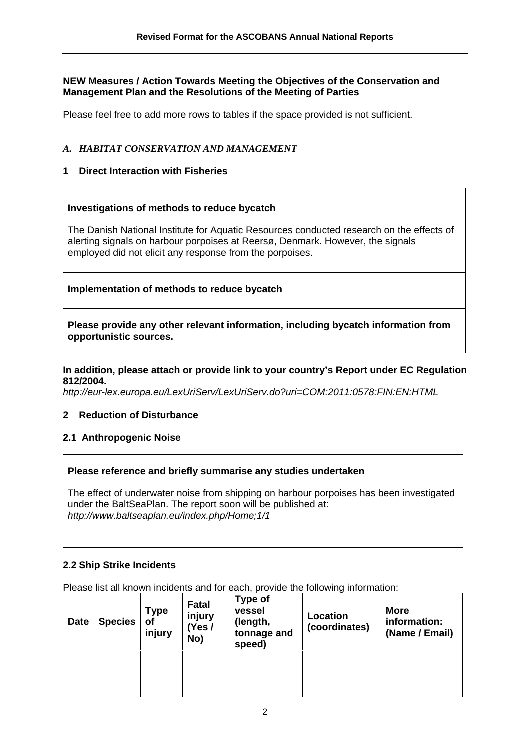**NEW Measures / Action Towards Meeting the Objectives of the Conservation and Management Plan and the Resolutions of the Meeting of Parties**

Please feel free to add more rows to tables if the space provided is not sufficient.

## *A. HABITAT CONSERVATION AND MANAGEMENT*

### 1 Direct Interaction with Fisheries

**Investigations of methods to reduce bycatch**

The Danish National Institute for Aquatic Resources conducted research on the effects of alerting signals on harbour porpoises at Reersø, Denmark. However, the signals employed did not elicit any response from the porpoises.

**Implementation of methods to reduce bycatch**

**Please provide any other relevant information, including bycatch information from opportunistic sources.**

**In addition, please attach or provide link to your country's Report under EC Regulation 812/2004.**

*http://eur-lex.europa.eu/LexUriServ/LexUriServ.do?uri=COM:2011:0578:FIN:EN:HTML*

### 2 Reduction of Disturbance

#### 2.1 Anthropogenic Noise

**Please reference and briefly summarise any studies undertaken**

The effect of underwater noise from shipping on harbour porpoises has been investigated under the BaltSeaPlan. The report soon will be published at: *http://www.baltseaplan.eu/index.php/Home;1/1*

#### 2.2 Ship Strike Incidents

Please list all known incidents and for each, provide the following information:

| Date | Species | Type of injury | Fatal injury (Yes / No) | Type of vessel (length, tonnage and speed) | Location (coordinates) | More information: (Name / Email) |
|---|---|---|---|---|---|---|
| | | | | | | |
| | | | | | | |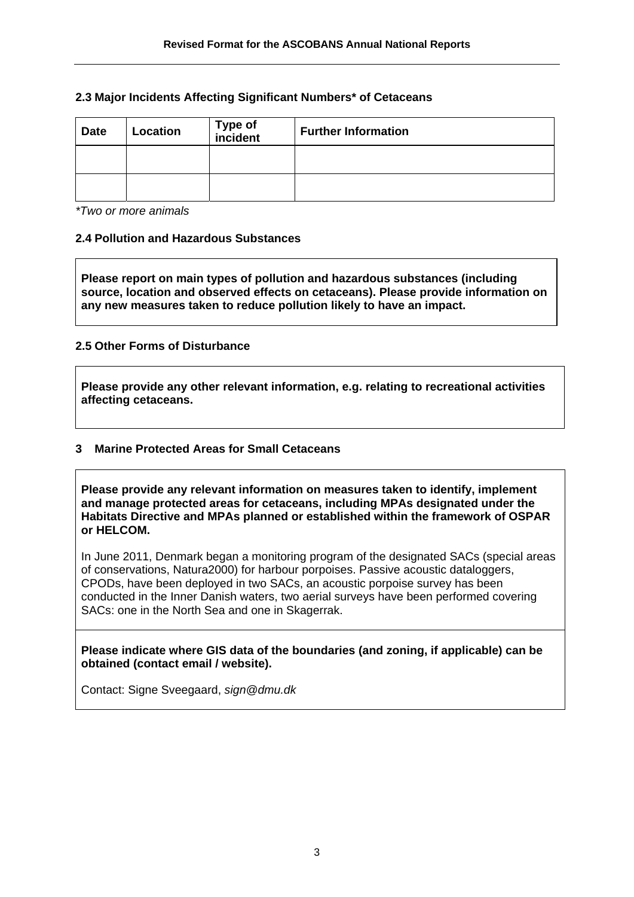### 2.3 Major Incidents Affecting Significant Numbers* of Cetaceans

| Date | Location | Type of incident | Further Information |
|---|---|---|---|
| | | | |
| | | | |

*\*Two or more animals*

### 2.4 Pollution and Hazardous Substances

**Please report on main types of pollution and hazardous substances (including source, location and observed effects on cetaceans). Please provide information on any new measures taken to reduce pollution likely to have an impact.**

### 2.5 Other Forms of Disturbance

**Please provide any other relevant information, e.g. relating to recreational activities affecting cetaceans.**

## 3 Marine Protected Areas for Small Cetaceans

**Please provide any relevant information on measures taken to identify, implement and manage protected areas for cetaceans, including MPAs designated under the Habitats Directive and MPAs planned or established within the framework of OSPAR or HELCOM.**

In June 2011, Denmark began a monitoring program of the designated SACs (special areas of conservations, Natura2000) for harbour porpoises. Passive acoustic dataloggers, CPODs, have been deployed in two SACs, an acoustic porpoise survey has been conducted in the Inner Danish waters, two aerial surveys have been performed covering SACs: one in the North Sea and one in Skagerrak.

**Please indicate where GIS data of the boundaries (and zoning, if applicable) can be obtained (contact email / website).**

Contact: Signe Sveegaard, *sign@dmu.dk*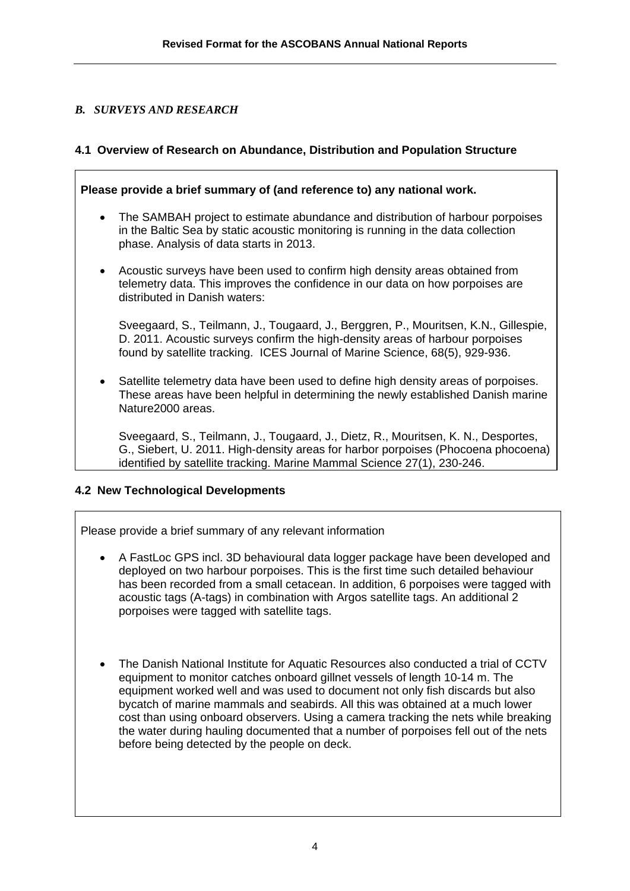## *B. SURVEYS AND RESEARCH*

### 4.1 Overview of Research on Abundance, Distribution and Population Structure

**Please provide a brief summary of (and reference to) any national work.**

- The SAMBAH project to estimate abundance and distribution of harbour porpoises in the Baltic Sea by static acoustic monitoring is running in the data collection phase. Analysis of data starts in 2013.

- Acoustic surveys have been used to confirm high density areas obtained from telemetry data. This improves the confidence in our data on how porpoises are distributed in Danish waters:

  Sveegaard, S., Teilmann, J., Tougaard, J., Berggren, P., Mouritsen, K.N., Gillespie, D. 2011. Acoustic surveys confirm the high-density areas of harbour porpoises found by satellite tracking. ICES Journal of Marine Science, 68(5), 929-936.

- Satellite telemetry data have been used to define high density areas of porpoises. These areas have been helpful in determining the newly established Danish marine Nature2000 areas.

  Sveegaard, S., Teilmann, J., Tougaard, J., Dietz, R., Mouritsen, K. N., Desportes, G., Siebert, U. 2011. High-density areas for harbor porpoises (Phocoena phocoena) identified by satellite tracking. Marine Mammal Science 27(1), 230-246.

### 4.2 New Technological Developments

Please provide a brief summary of any relevant information

- A FastLoc GPS incl. 3D behavioural data logger package have been developed and deployed on two harbour porpoises. This is the first time such detailed behaviour has been recorded from a small cetacean. In addition, 6 porpoises were tagged with acoustic tags (A-tags) in combination with Argos satellite tags. An additional 2 porpoises were tagged with satellite tags.

- The Danish National Institute for Aquatic Resources also conducted a trial of CCTV equipment to monitor catches onboard gillnet vessels of length 10-14 m. The equipment worked well and was used to document not only fish discards but also bycatch of marine mammals and seabirds. All this was obtained at a much lower cost than using onboard observers. Using a camera tracking the nets while breaking the water during hauling documented that a number of porpoises fell out of the nets before being detected by the people on deck.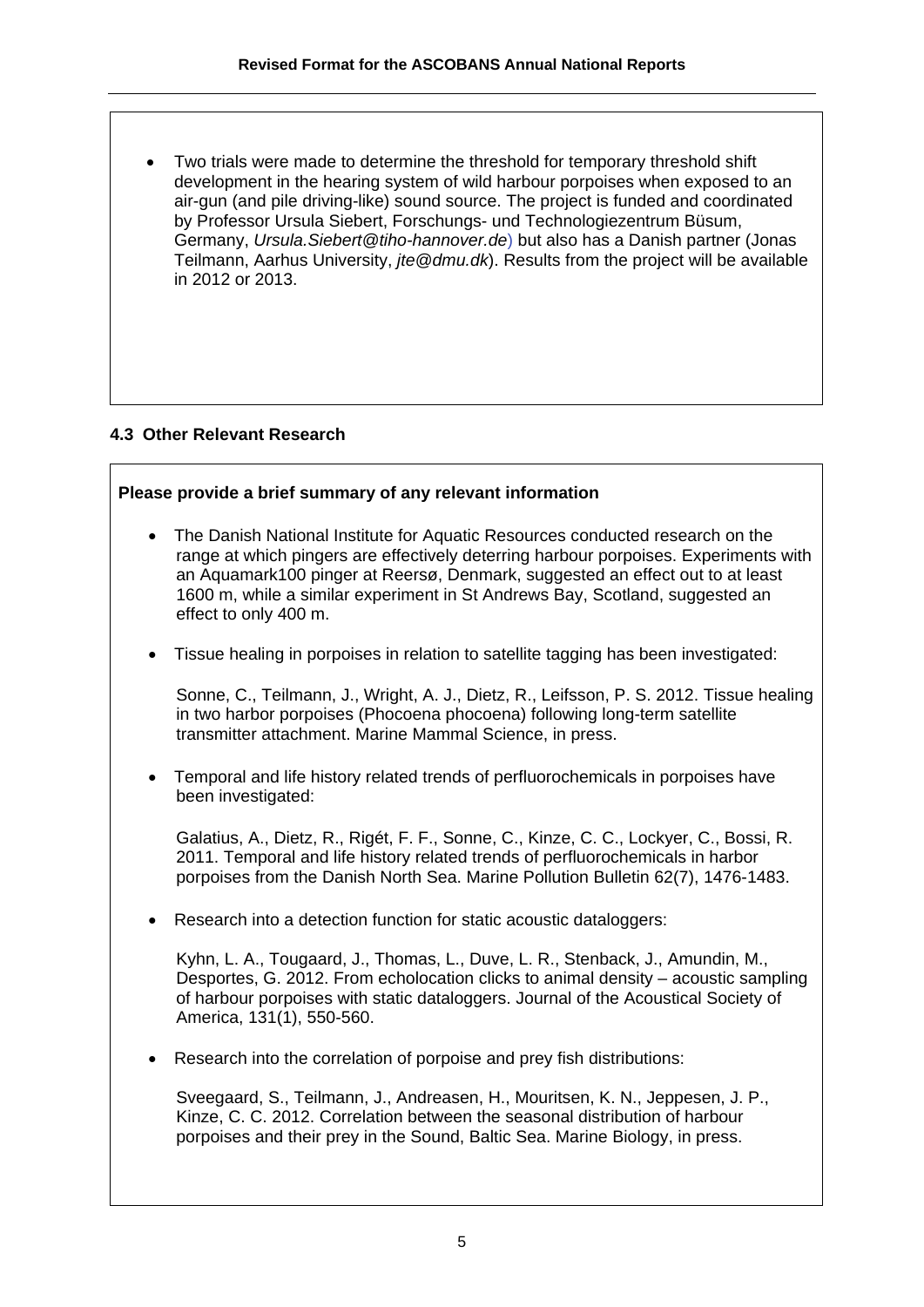- Two trials were made to determine the threshold for temporary threshold shift development in the hearing system of wild harbour porpoises when exposed to an air-gun (and pile driving-like) sound source. The project is funded and coordinated by Professor Ursula Siebert, Forschungs- und Technologiezentrum Büsum, Germany, *Ursula.Siebert@tiho-hannover.de*) but also has a Danish partner (Jonas Teilmann, Aarhus University, *jte@dmu.dk*). Results from the project will be available in 2012 or 2013.

### 4.3 Other Relevant Research

**Please provide a brief summary of any relevant information**

- The Danish National Institute for Aquatic Resources conducted research on the range at which pingers are effectively deterring harbour porpoises. Experiments with an Aquamark100 pinger at Reersø, Denmark, suggested an effect out to at least 1600 m, while a similar experiment in St Andrews Bay, Scotland, suggested an effect to only 400 m.

- Tissue healing in porpoises in relation to satellite tagging has been investigated:

  Sonne, C., Teilmann, J., Wright, A. J., Dietz, R., Leifsson, P. S. 2012. Tissue healing in two harbor porpoises (Phocoena phocoena) following long-term satellite transmitter attachment. Marine Mammal Science, in press.

- Temporal and life history related trends of perfluorochemicals in porpoises have been investigated:

  Galatius, A., Dietz, R., Rigét, F. F., Sonne, C., Kinze, C. C., Lockyer, C., Bossi, R. 2011. Temporal and life history related trends of perfluorochemicals in harbor porpoises from the Danish North Sea. Marine Pollution Bulletin 62(7), 1476-1483.

- Research into a detection function for static acoustic dataloggers:

  Kyhn, L. A., Tougaard, J., Thomas, L., Duve, L. R., Stenback, J., Amundin, M., Desportes, G. 2012. From echolocation clicks to animal density – acoustic sampling of harbour porpoises with static dataloggers. Journal of the Acoustical Society of America, 131(1), 550-560.

- Research into the correlation of porpoise and prey fish distributions:

  Sveegaard, S., Teilmann, J., Andreasen, H., Mouritsen, K. N., Jeppesen, J. P., Kinze, C. C. 2012. Correlation between the seasonal distribution of harbour porpoises and their prey in the Sound, Baltic Sea. Marine Biology, in press.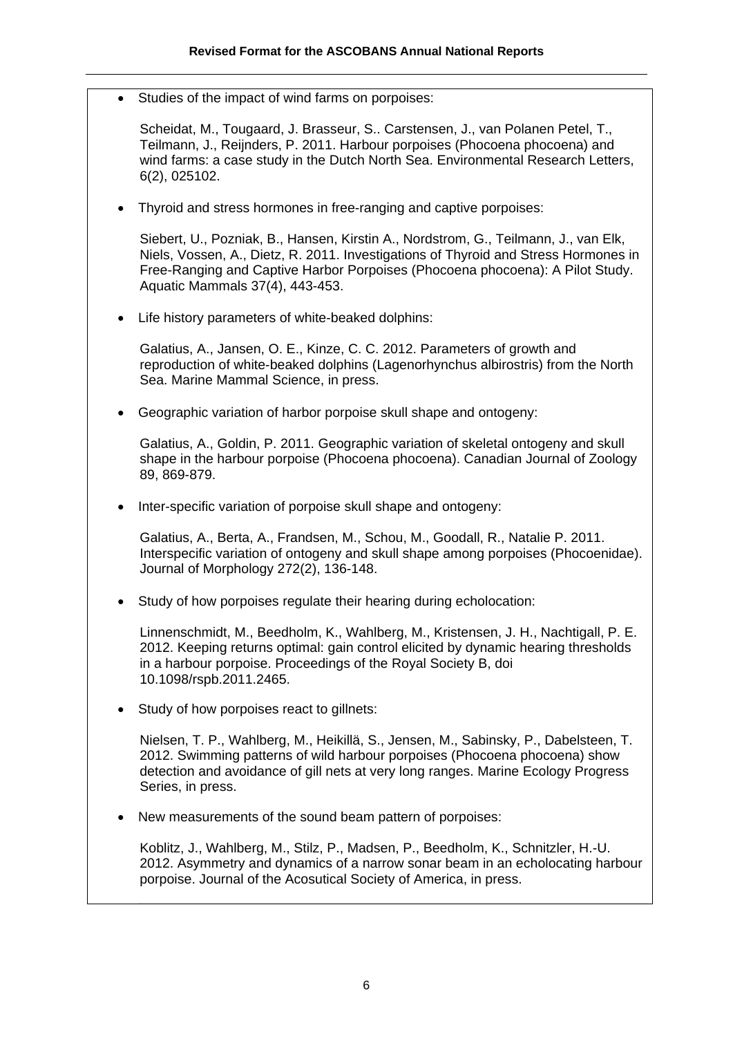- Studies of the impact of wind farms on porpoises:

  Scheidat, M., Tougaard, J. Brasseur, S.. Carstensen, J., van Polanen Petel, T., Teilmann, J., Reijnders, P. 2011. Harbour porpoises (Phocoena phocoena) and wind farms: a case study in the Dutch North Sea. Environmental Research Letters, 6(2), 025102.

- Thyroid and stress hormones in free-ranging and captive porpoises:

  Siebert, U., Pozniak, B., Hansen, Kirstin A., Nordstrom, G., Teilmann, J., van Elk, Niels, Vossen, A., Dietz, R. 2011. Investigations of Thyroid and Stress Hormones in Free-Ranging and Captive Harbor Porpoises (Phocoena phocoena): A Pilot Study. Aquatic Mammals 37(4), 443-453.

- Life history parameters of white-beaked dolphins:

  Galatius, A., Jansen, O. E., Kinze, C. C. 2012. Parameters of growth and reproduction of white-beaked dolphins (Lagenorhynchus albirostris) from the North Sea. Marine Mammal Science, in press.

- Geographic variation of harbor porpoise skull shape and ontogeny:

  Galatius, A., Goldin, P. 2011. Geographic variation of skeletal ontogeny and skull shape in the harbour porpoise (Phocoena phocoena). Canadian Journal of Zoology 89, 869-879.

- Inter-specific variation of porpoise skull shape and ontogeny:

  Galatius, A., Berta, A., Frandsen, M., Schou, M., Goodall, R., Natalie P. 2011. Interspecific variation of ontogeny and skull shape among porpoises (Phocoenidae). Journal of Morphology 272(2), 136-148.

- Study of how porpoises regulate their hearing during echolocation:

  Linnenschmidt, M., Beedholm, K., Wahlberg, M., Kristensen, J. H., Nachtigall, P. E. 2012. Keeping returns optimal: gain control elicited by dynamic hearing thresholds in a harbour porpoise. Proceedings of the Royal Society B, doi 10.1098/rspb.2011.2465.

- Study of how porpoises react to gillnets:

  Nielsen, T. P., Wahlberg, M., Heikillä, S., Jensen, M., Sabinsky, P., Dabelsteen, T. 2012. Swimming patterns of wild harbour porpoises (Phocoena phocoena) show detection and avoidance of gill nets at very long ranges. Marine Ecology Progress Series, in press.

- New measurements of the sound beam pattern of porpoises:

  Koblitz, J., Wahlberg, M., Stilz, P., Madsen, P., Beedholm, K., Schnitzler, H.-U. 2012. Asymmetry and dynamics of a narrow sonar beam in an echolocating harbour porpoise. Journal of the Acosutical Society of America, in press.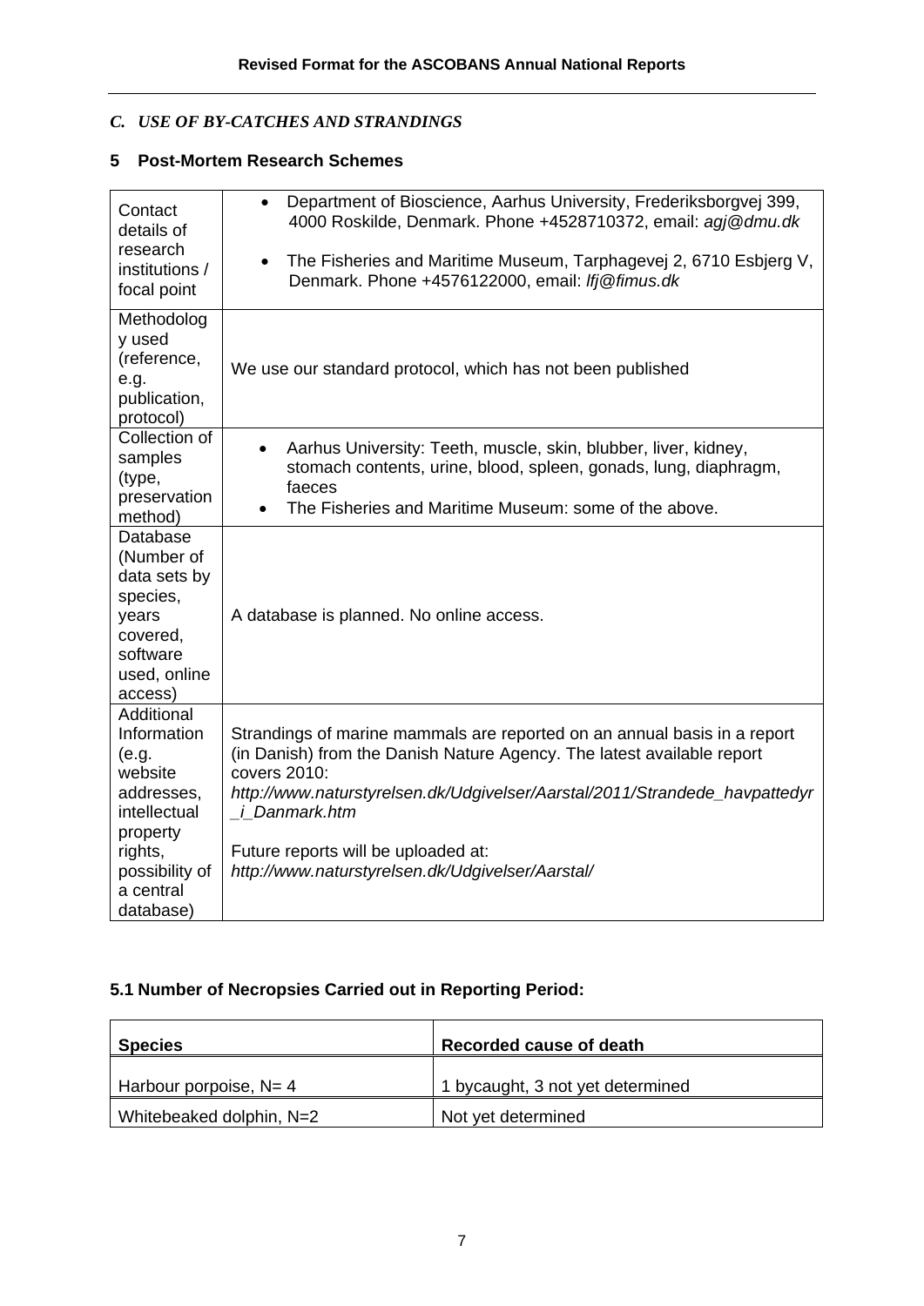## C. *USE OF BY-CATCHES AND STRANDINGS*

### 5 Post-Mortem Research Schemes

| | |
|---|---|
| Contact details of research institutions / focal point | • Department of Bioscience, Aarhus University, Frederiksborgvej 399, 4000 Roskilde, Denmark. Phone +4528710372, email: *agj@dmu.dk*<br>• The Fisheries and Maritime Museum, Tarphagevej 2, 6710 Esbjerg V, Denmark. Phone +4576122000, email: *lfj@fimus.dk* |
| Methodology used (reference, e.g. publication, protocol) | We use our standard protocol, which has not been published |
| Collection of samples (type, preservation method) | • Aarhus University: Teeth, muscle, skin, blubber, liver, kidney, stomach contents, urine, blood, spleen, gonads, lung, diaphragm, faeces<br>• The Fisheries and Maritime Museum: some of the above. |
| Database (Number of data sets by species, years covered, software used, online access) | A database is planned. No online access. |
| Additional Information (e.g. website addresses, intellectual property rights, possibility of a central database) | Strandings of marine mammals are reported on an annual basis in a report (in Danish) from the Danish Nature Agency. The latest available report covers 2010: *http://www.naturstyrelsen.dk/Udgivelser/Aarstal/2011/Strandede_havpattedyr_i_Danmark.htm*<br><br>Future reports will be uploaded at: *http://www.naturstyrelsen.dk/Udgivelser/Aarstal/* |

### 5.1 Number of Necropsies Carried out in Reporting Period:

| Species | Recorded cause of death |
|---|---|
| Harbour porpoise, N= 4 | 1 bycaught, 3 not yet determined |
| Whitebeaked dolphin, N=2 | Not yet determined |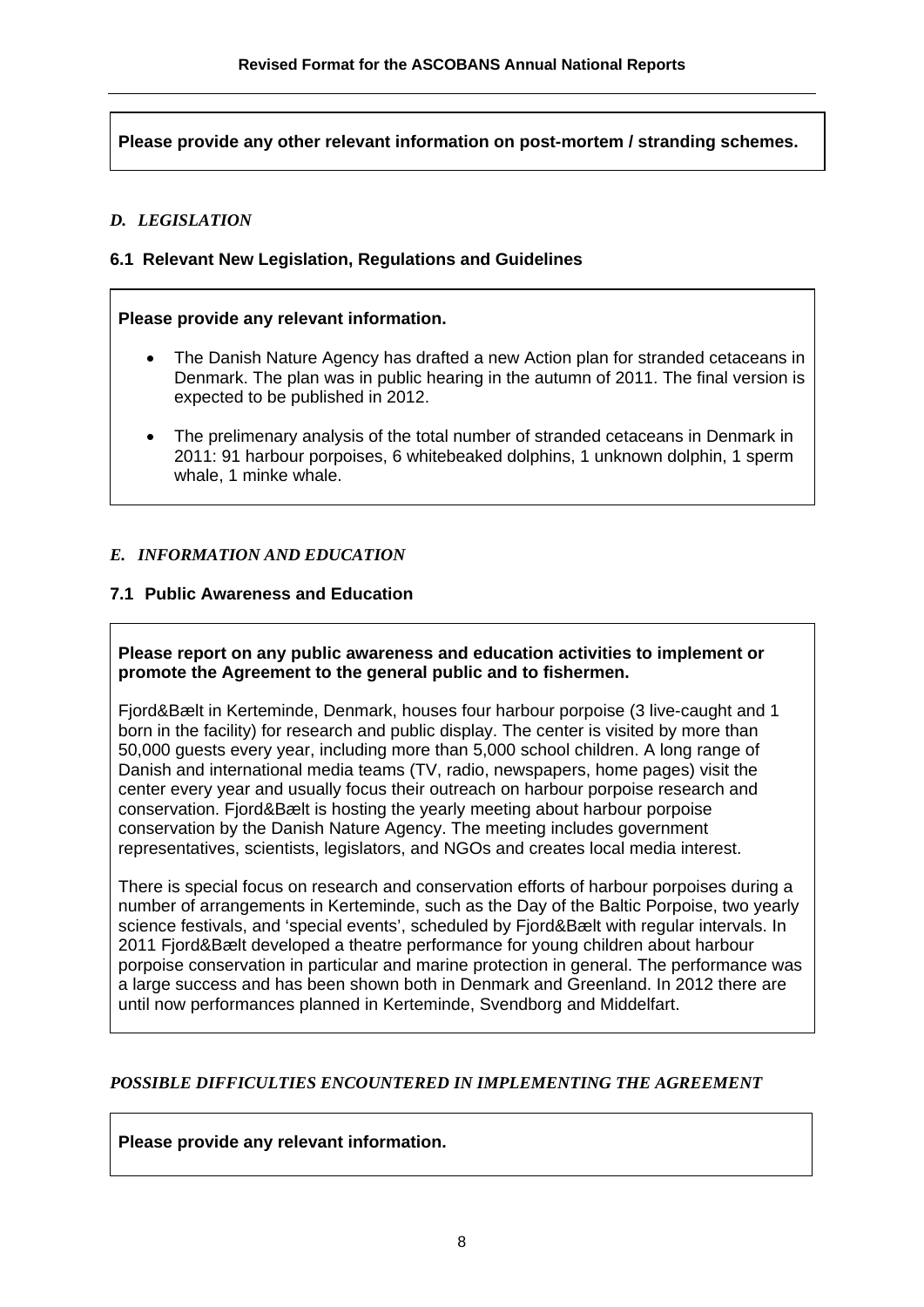**Please provide any other relevant information on post-mortem / stranding schemes.**

## *D. LEGISLATION*

### 6.1 Relevant New Legislation, Regulations and Guidelines

**Please provide any relevant information.**

- The Danish Nature Agency has drafted a new Action plan for stranded cetaceans in Denmark. The plan was in public hearing in the autumn of 2011. The final version is expected to be published in 2012.
- The prelimenary analysis of the total number of stranded cetaceans in Denmark in 2011: 91 harbour porpoises, 6 whitebeaked dolphins, 1 unknown dolphin, 1 sperm whale, 1 minke whale.

## *E. INFORMATION AND EDUCATION*

### 7.1 Public Awareness and Education

**Please report on any public awareness and education activities to implement or promote the Agreement to the general public and to fishermen.**

Fjord&Bælt in Kerteminde, Denmark, houses four harbour porpoise (3 live-caught and 1 born in the facility) for research and public display. The center is visited by more than 50,000 guests every year, including more than 5,000 school children. A long range of Danish and international media teams (TV, radio, newspapers, home pages) visit the center every year and usually focus their outreach on harbour porpoise research and conservation. Fjord&Bælt is hosting the yearly meeting about harbour porpoise conservation by the Danish Nature Agency. The meeting includes government representatives, scientists, legislators, and NGOs and creates local media interest.

There is special focus on research and conservation efforts of harbour porpoises during a number of arrangements in Kerteminde, such as the Day of the Baltic Porpoise, two yearly science festivals, and 'special events', scheduled by Fjord&Bælt with regular intervals. In 2011 Fjord&Bælt developed a theatre performance for young children about harbour porpoise conservation in particular and marine protection in general. The performance was a large success and has been shown both in Denmark and Greenland. In 2012 there are until now performances planned in Kerteminde, Svendborg and Middelfart.

## *POSSIBLE DIFFICULTIES ENCOUNTERED IN IMPLEMENTING THE AGREEMENT*

**Please provide any relevant information.**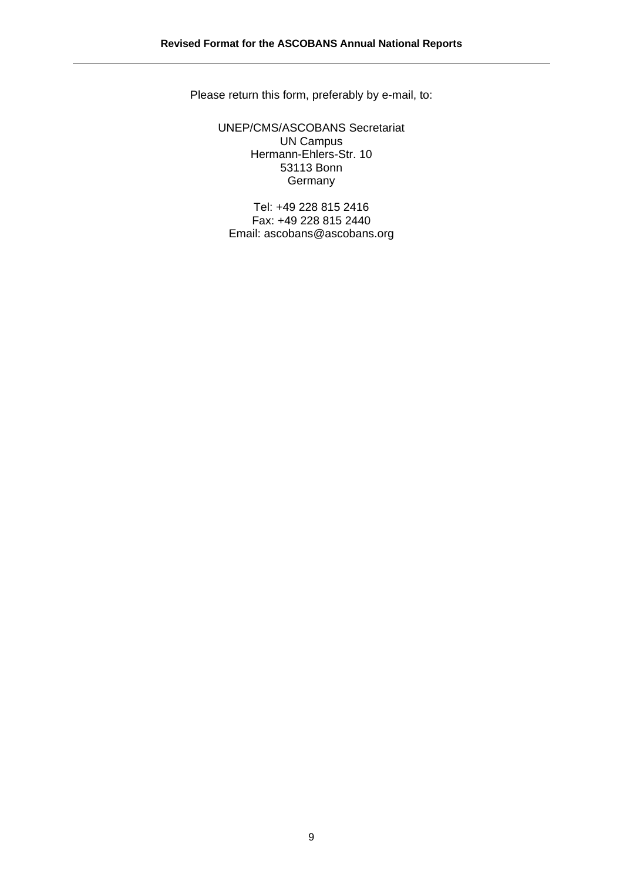Please return this form, preferably by e-mail, to:

UNEP/CMS/ASCOBANS Secretariat
UN Campus
Hermann-Ehlers-Str. 10
53113 Bonn
Germany

Tel: +49 228 815 2416
Fax: +49 228 815 2440
Email: ascobans@ascobans.org